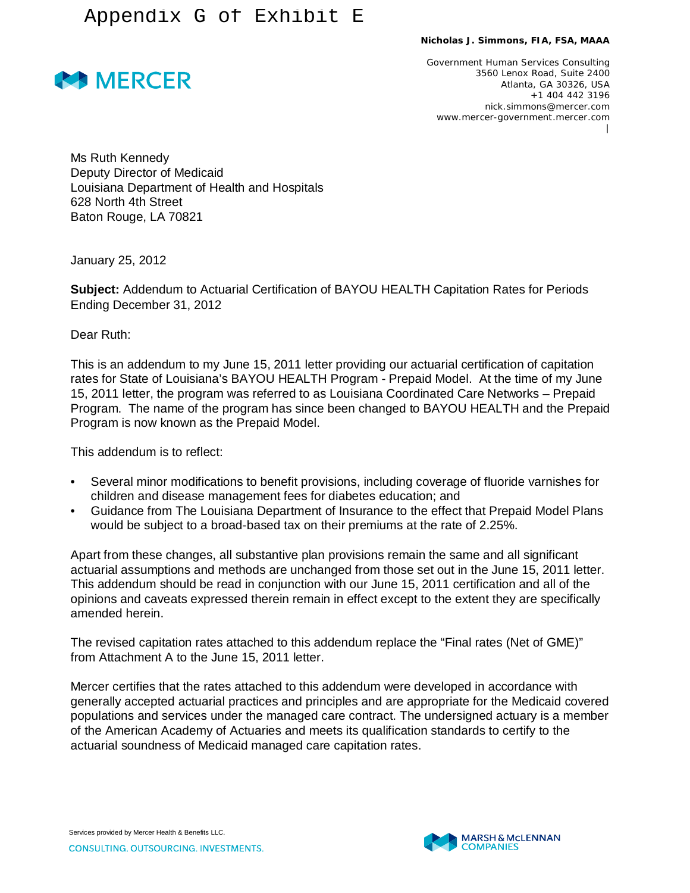Appendix G of Exhibit E

**Nicholas J. Simmons, FIA, FSA, MAAA**

Government Human Services Consulting
3560 Lenox Road, Suite 2400
Atlanta, GA 30326, USA
+1 404 442 3196
nick.simmons@mercer.com
www.mercer-government.mercer.com

MERCER

Ms Ruth Kennedy
Deputy Director of Medicaid
Louisiana Department of Health and Hospitals
628 North 4th Street
Baton Rouge, LA 70821

January 25, 2012

**Subject:** Addendum to Actuarial Certification of BAYOU HEALTH Capitation Rates for Periods Ending December 31, 2012

Dear Ruth:

This is an addendum to my June 15, 2011 letter providing our actuarial certification of capitation rates for State of Louisiana's BAYOU HEALTH Program - Prepaid Model. At the time of my June 15, 2011 letter, the program was referred to as Louisiana Coordinated Care Networks – Prepaid Program. The name of the program has since been changed to BAYOU HEALTH and the Prepaid Program is now known as the Prepaid Model.

This addendum is to reflect:

- Several minor modifications to benefit provisions, including coverage of fluoride varnishes for children and disease management fees for diabetes education; and
- Guidance from The Louisiana Department of Insurance to the effect that Prepaid Model Plans would be subject to a broad-based tax on their premiums at the rate of 2.25%.

Apart from these changes, all substantive plan provisions remain the same and all significant actuarial assumptions and methods are unchanged from those set out in the June 15, 2011 letter. This addendum should be read in conjunction with our June 15, 2011 certification and all of the opinions and caveats expressed therein remain in effect except to the extent they are specifically amended herein.

The revised capitation rates attached to this addendum replace the "Final rates (Net of GME)" from Attachment A to the June 15, 2011 letter.

Mercer certifies that the rates attached to this addendum were developed in accordance with generally accepted actuarial practices and principles and are appropriate for the Medicaid covered populations and services under the managed care contract. The undersigned actuary is a member of the American Academy of Actuaries and meets its qualification standards to certify to the actuarial soundness of Medicaid managed care capitation rates.

Services provided by Mercer Health & Benefits LLC.

CONSULTING. OUTSOURCING. INVESTMENTS.

MARSH & McLENNAN COMPANIES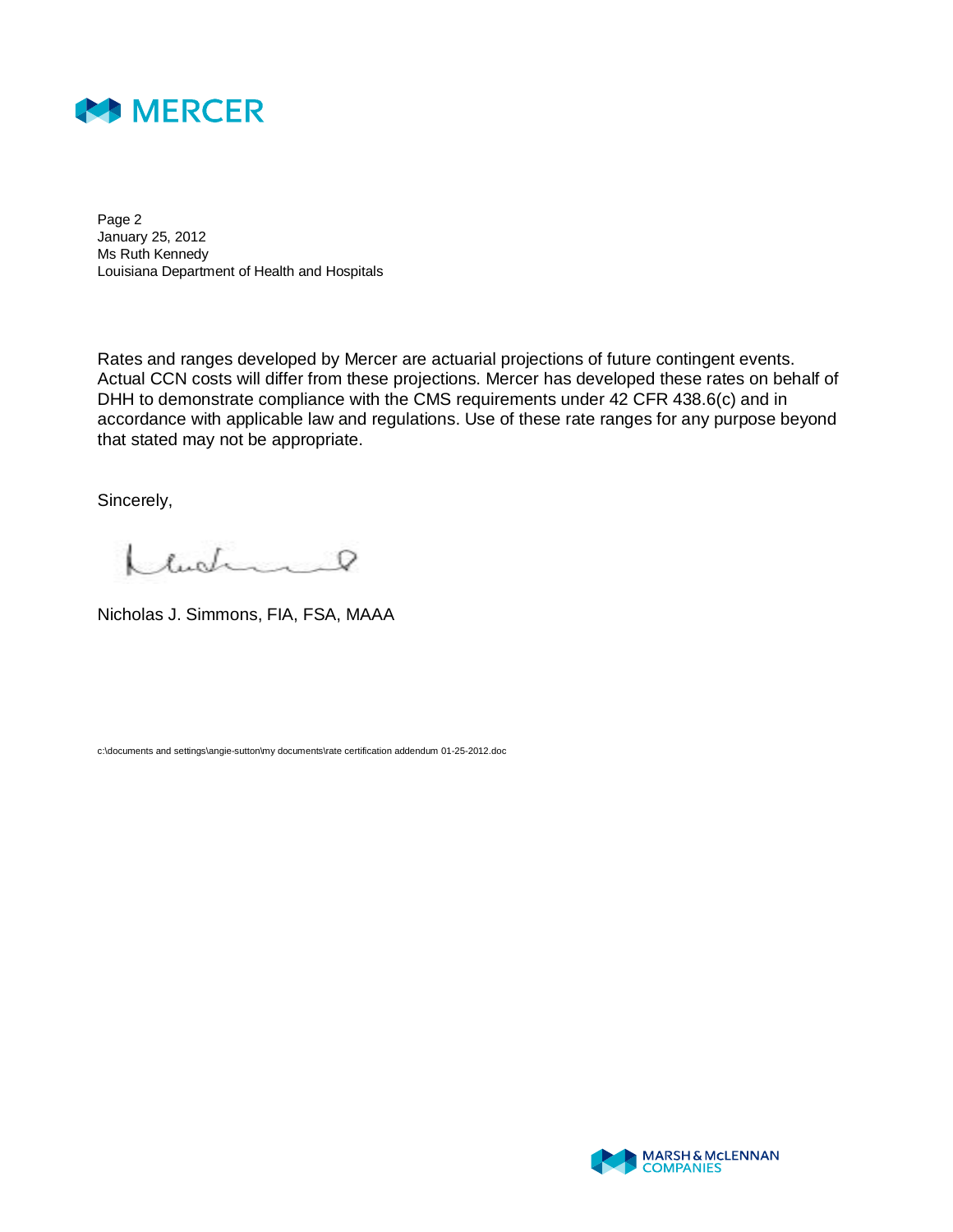Page 2
January 25, 2012
Ms Ruth Kennedy
Louisiana Department of Health and Hospitals

Rates and ranges developed by Mercer are actuarial projections of future contingent events. Actual CCN costs will differ from these projections. Mercer has developed these rates on behalf of DHH to demonstrate compliance with the CMS requirements under 42 CFR 438.6(c) and in accordance with applicable law and regulations. Use of these rate ranges for any purpose beyond that stated may not be appropriate.

Sincerely,

Nicholas J. Simmons, FIA, FSA, MAAA

c:\documents and settings\angie-sutton\my documents\rate certification addendum 01-25-2012.doc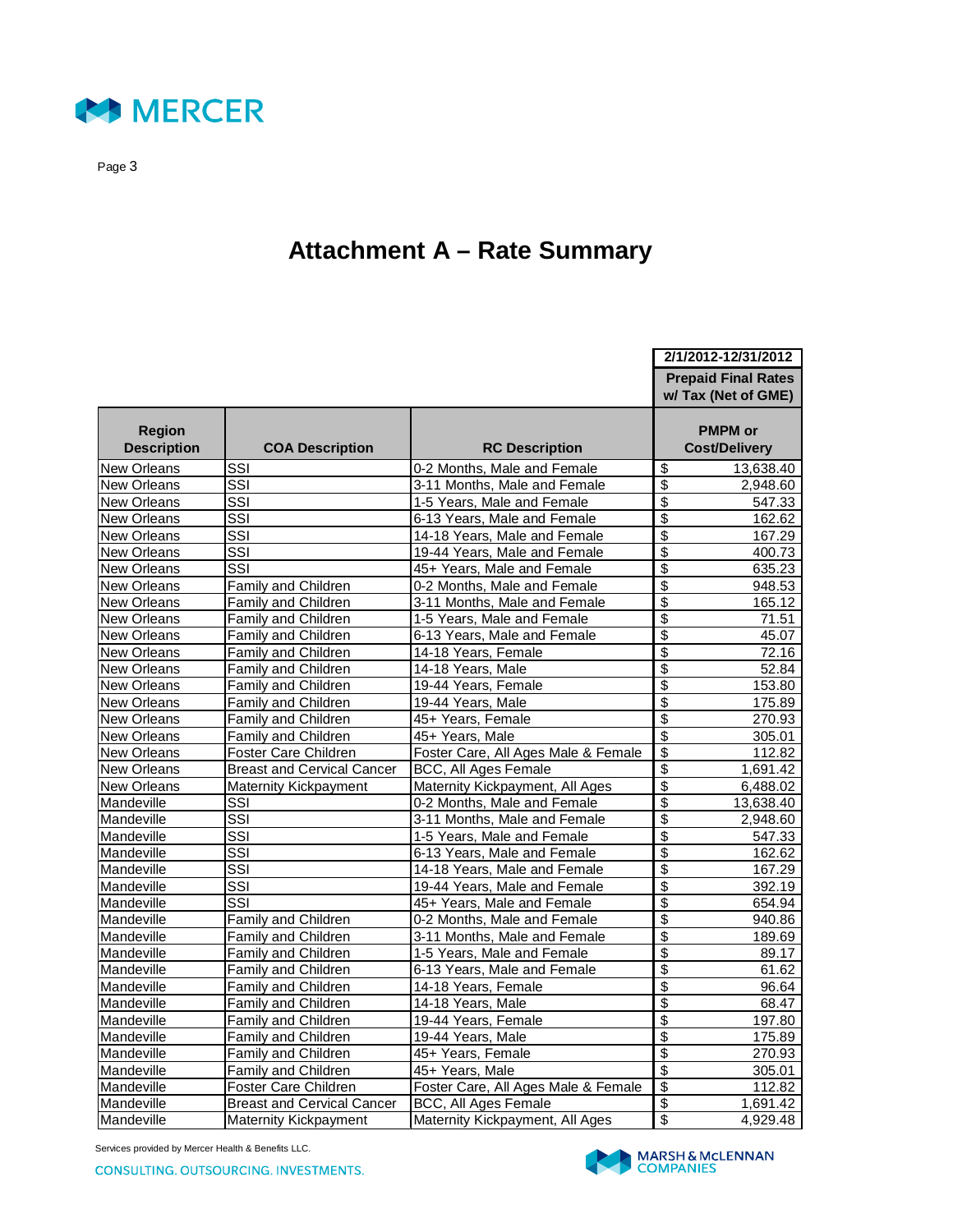# Attachment A – Rate Summary

| | | | 2/1/2012-12/31/2012 |
|---|---|---|---|
| | | | Prepaid Final Rates w/ Tax (Net of GME) |
| Region Description | COA Description | RC Description | PMPM or Cost/Delivery |
| New Orleans | SSI | 0-2 Months, Male and Female | $ 13,638.40 |
| New Orleans | SSI | 3-11 Months, Male and Female | $ 2,948.60 |
| New Orleans | SSI | 1-5 Years, Male and Female | $ 547.33 |
| New Orleans | SSI | 6-13 Years, Male and Female | $ 162.62 |
| New Orleans | SSI | 14-18 Years, Male and Female | $ 167.29 |
| New Orleans | SSI | 19-44 Years, Male and Female | $ 400.73 |
| New Orleans | SSI | 45+ Years, Male and Female | $ 635.23 |
| New Orleans | Family and Children | 0-2 Months, Male and Female | $ 948.53 |
| New Orleans | Family and Children | 3-11 Months, Male and Female | $ 165.12 |
| New Orleans | Family and Children | 1-5 Years, Male and Female | $ 71.51 |
| New Orleans | Family and Children | 6-13 Years, Male and Female | $ 45.07 |
| New Orleans | Family and Children | 14-18 Years, Female | $ 72.16 |
| New Orleans | Family and Children | 14-18 Years, Male | $ 52.84 |
| New Orleans | Family and Children | 19-44 Years, Female | $ 153.80 |
| New Orleans | Family and Children | 19-44 Years, Male | $ 175.89 |
| New Orleans | Family and Children | 45+ Years, Female | $ 270.93 |
| New Orleans | Family and Children | 45+ Years, Male | $ 305.01 |
| New Orleans | Foster Care Children | Foster Care, All Ages Male & Female | $ 112.82 |
| New Orleans | Breast and Cervical Cancer | BCC, All Ages Female | $ 1,691.42 |
| New Orleans | Maternity Kickpayment | Maternity Kickpayment, All Ages | $ 6,488.02 |
| Mandeville | SSI | 0-2 Months, Male and Female | $ 13,638.40 |
| Mandeville | SSI | 3-11 Months, Male and Female | $ 2,948.60 |
| Mandeville | SSI | 1-5 Years, Male and Female | $ 547.33 |
| Mandeville | SSI | 6-13 Years, Male and Female | $ 162.62 |
| Mandeville | SSI | 14-18 Years, Male and Female | $ 167.29 |
| Mandeville | SSI | 19-44 Years, Male and Female | $ 392.19 |
| Mandeville | SSI | 45+ Years, Male and Female | $ 654.94 |
| Mandeville | Family and Children | 0-2 Months, Male and Female | $ 940.86 |
| Mandeville | Family and Children | 3-11 Months, Male and Female | $ 189.69 |
| Mandeville | Family and Children | 1-5 Years, Male and Female | $ 89.17 |
| Mandeville | Family and Children | 6-13 Years, Male and Female | $ 61.62 |
| Mandeville | Family and Children | 14-18 Years, Female | $ 96.64 |
| Mandeville | Family and Children | 14-18 Years, Male | $ 68.47 |
| Mandeville | Family and Children | 19-44 Years, Female | $ 197.80 |
| Mandeville | Family and Children | 19-44 Years, Male | $ 175.89 |
| Mandeville | Family and Children | 45+ Years, Female | $ 270.93 |
| Mandeville | Family and Children | 45+ Years, Male | $ 305.01 |
| Mandeville | Foster Care Children | Foster Care, All Ages Male & Female | $ 112.82 |
| Mandeville | Breast and Cervical Cancer | BCC, All Ages Female | $ 1,691.42 |
| Mandeville | Maternity Kickpayment | Maternity Kickpayment, All Ages | $ 4,929.48 |

Services provided by Mercer Health & Benefits LLC.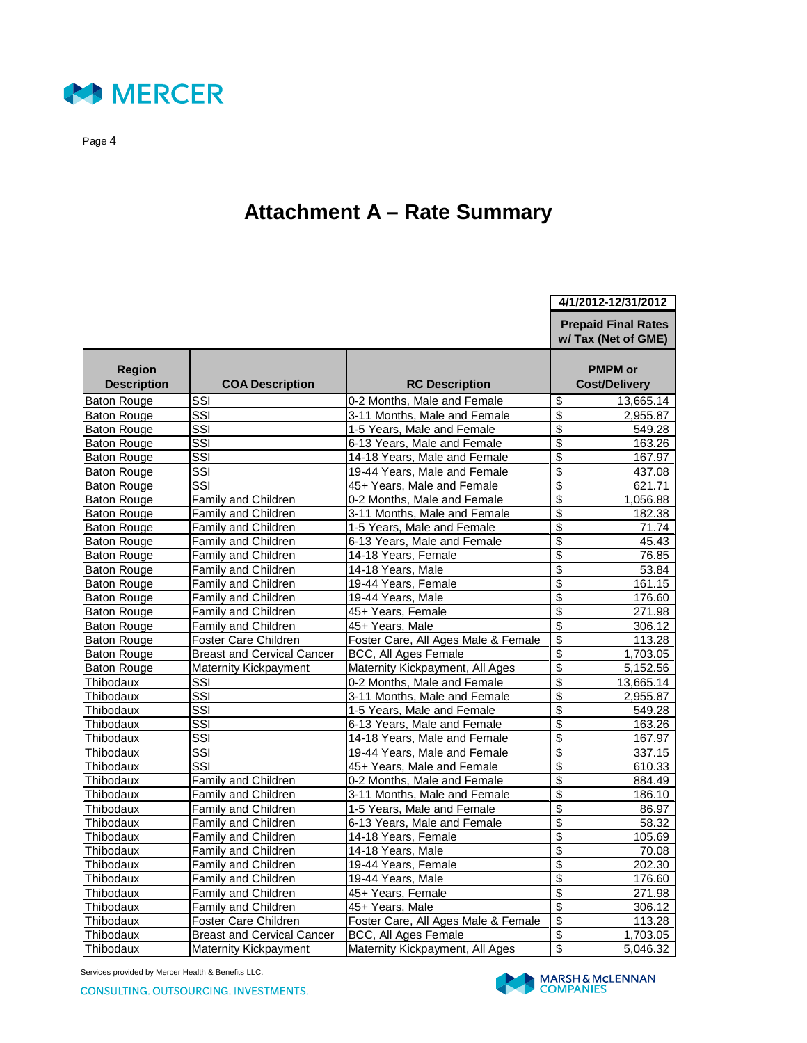# Attachment A – Rate Summary

| Region Description | COA Description | RC Description | 4/1/2012-12/31/2012 Prepaid Final Rates w/ Tax (Net of GME) PMPM or Cost/Delivery |
|---|---|---|---|
| Baton Rouge | SSI | 0-2 Months, Male and Female | $ 13,665.14 |
| Baton Rouge | SSI | 3-11 Months, Male and Female | $ 2,955.87 |
| Baton Rouge | SSI | 1-5 Years, Male and Female | $ 549.28 |
| Baton Rouge | SSI | 6-13 Years, Male and Female | $ 163.26 |
| Baton Rouge | SSI | 14-18 Years, Male and Female | $ 167.97 |
| Baton Rouge | SSI | 19-44 Years, Male and Female | $ 437.08 |
| Baton Rouge | SSI | 45+ Years, Male and Female | $ 621.71 |
| Baton Rouge | Family and Children | 0-2 Months, Male and Female | $ 1,056.88 |
| Baton Rouge | Family and Children | 3-11 Months, Male and Female | $ 182.38 |
| Baton Rouge | Family and Children | 1-5 Years, Male and Female | $ 71.74 |
| Baton Rouge | Family and Children | 6-13 Years, Male and Female | $ 45.43 |
| Baton Rouge | Family and Children | 14-18 Years, Female | $ 76.85 |
| Baton Rouge | Family and Children | 14-18 Years, Male | $ 53.84 |
| Baton Rouge | Family and Children | 19-44 Years, Female | $ 161.15 |
| Baton Rouge | Family and Children | 19-44 Years, Male | $ 176.60 |
| Baton Rouge | Family and Children | 45+ Years, Female | $ 271.98 |
| Baton Rouge | Family and Children | 45+ Years, Male | $ 306.12 |
| Baton Rouge | Foster Care Children | Foster Care, All Ages Male & Female | $ 113.28 |
| Baton Rouge | Breast and Cervical Cancer | BCC, All Ages Female | $ 1,703.05 |
| Baton Rouge | Maternity Kickpayment | Maternity Kickpayment, All Ages | $ 5,152.56 |
| Thibodaux | SSI | 0-2 Months, Male and Female | $ 13,665.14 |
| Thibodaux | SSI | 3-11 Months, Male and Female | $ 2,955.87 |
| Thibodaux | SSI | 1-5 Years, Male and Female | $ 549.28 |
| Thibodaux | SSI | 6-13 Years, Male and Female | $ 163.26 |
| Thibodaux | SSI | 14-18 Years, Male and Female | $ 167.97 |
| Thibodaux | SSI | 19-44 Years, Male and Female | $ 337.15 |
| Thibodaux | SSI | 45+ Years, Male and Female | $ 610.33 |
| Thibodaux | Family and Children | 0-2 Months, Male and Female | $ 884.49 |
| Thibodaux | Family and Children | 3-11 Months, Male and Female | $ 186.10 |
| Thibodaux | Family and Children | 1-5 Years, Male and Female | $ 86.97 |
| Thibodaux | Family and Children | 6-13 Years, Male and Female | $ 58.32 |
| Thibodaux | Family and Children | 14-18 Years, Female | $ 105.69 |
| Thibodaux | Family and Children | 14-18 Years, Male | $ 70.08 |
| Thibodaux | Family and Children | 19-44 Years, Female | $ 202.30 |
| Thibodaux | Family and Children | 19-44 Years, Male | $ 176.60 |
| Thibodaux | Family and Children | 45+ Years, Female | $ 271.98 |
| Thibodaux | Family and Children | 45+ Years, Male | $ 306.12 |
| Thibodaux | Foster Care Children | Foster Care, All Ages Male & Female | $ 113.28 |
| Thibodaux | Breast and Cervical Cancer | BCC, All Ages Female | $ 1,703.05 |
| Thibodaux | Maternity Kickpayment | Maternity Kickpayment, All Ages | $ 5,046.32 |

Services provided by Mercer Health & Benefits LLC.

CONSULTING. OUTSOURCING. INVESTMENTS.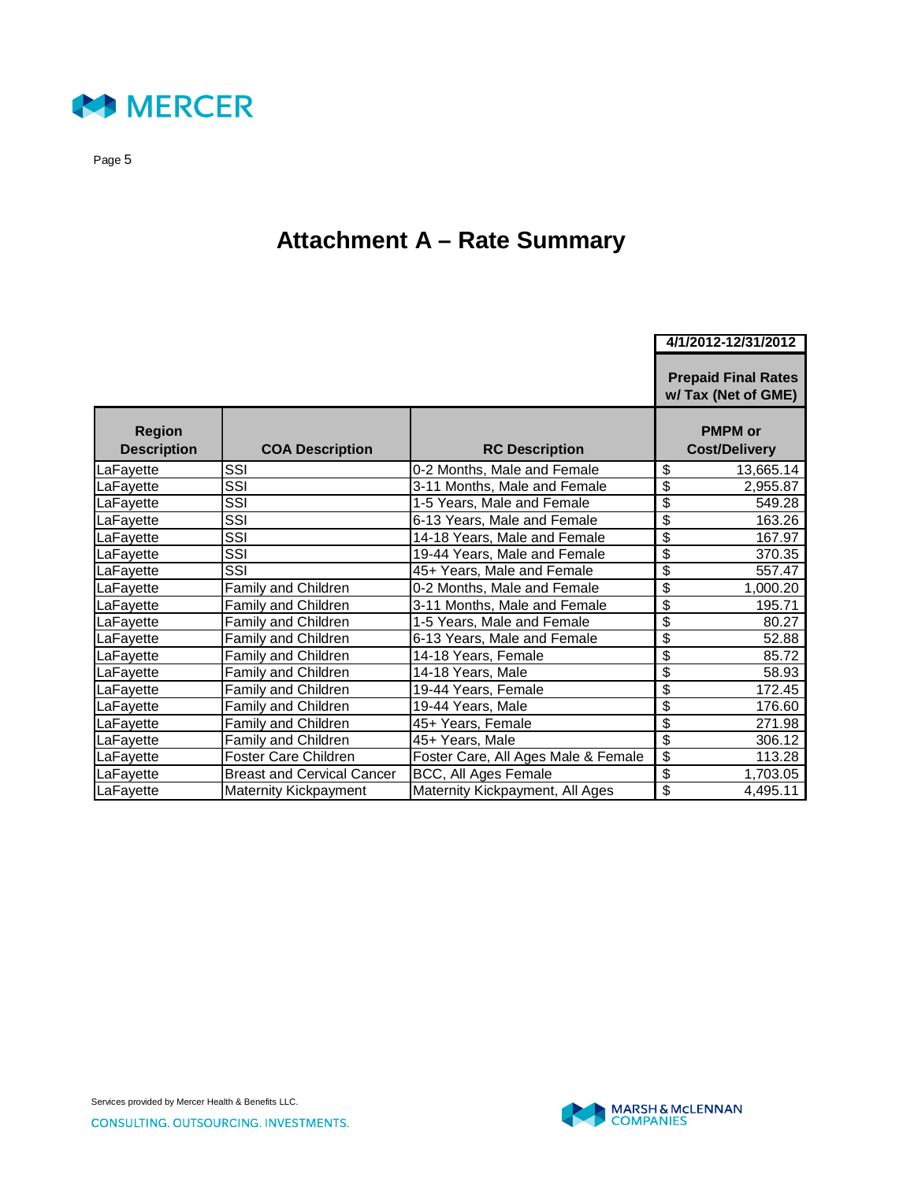# Attachment A – Rate Summary

| | | | 4/1/2012-12/31/2012 |
|---|---|---|---|
| | | | Prepaid Final Rates w/ Tax (Net of GME) |
| **Region Description** | **COA Description** | **RC Description** | **PMPM or Cost/Delivery** |
| LaFayette | SSI | 0-2 Months, Male and Female | $ 13,665.14 |
| LaFayette | SSI | 3-11 Months, Male and Female | $ 2,955.87 |
| LaFayette | SSI | 1-5 Years, Male and Female | $ 549.28 |
| LaFayette | SSI | 6-13 Years, Male and Female | $ 163.26 |
| LaFayette | SSI | 14-18 Years, Male and Female | $ 167.97 |
| LaFayette | SSI | 19-44 Years, Male and Female | $ 370.35 |
| LaFayette | SSI | 45+ Years, Male and Female | $ 557.47 |
| LaFayette | Family and Children | 0-2 Months, Male and Female | $ 1,000.20 |
| LaFayette | Family and Children | 3-11 Months, Male and Female | $ 195.71 |
| LaFayette | Family and Children | 1-5 Years, Male and Female | $ 80.27 |
| LaFayette | Family and Children | 6-13 Years, Male and Female | $ 52.88 |
| LaFayette | Family and Children | 14-18 Years, Female | $ 85.72 |
| LaFayette | Family and Children | 14-18 Years, Male | $ 58.93 |
| LaFayette | Family and Children | 19-44 Years, Female | $ 172.45 |
| LaFayette | Family and Children | 19-44 Years, Male | $ 176.60 |
| LaFayette | Family and Children | 45+ Years, Female | $ 271.98 |
| LaFayette | Family and Children | 45+ Years, Male | $ 306.12 |
| LaFayette | Foster Care Children | Foster Care, All Ages Male & Female | $ 113.28 |
| LaFayette | Breast and Cervical Cancer | BCC, All Ages Female | $ 1,703.05 |
| LaFayette | Maternity Kickpayment | Maternity Kickpayment, All Ages | $ 4,495.11 |

Services provided by Mercer Health & Benefits LLC.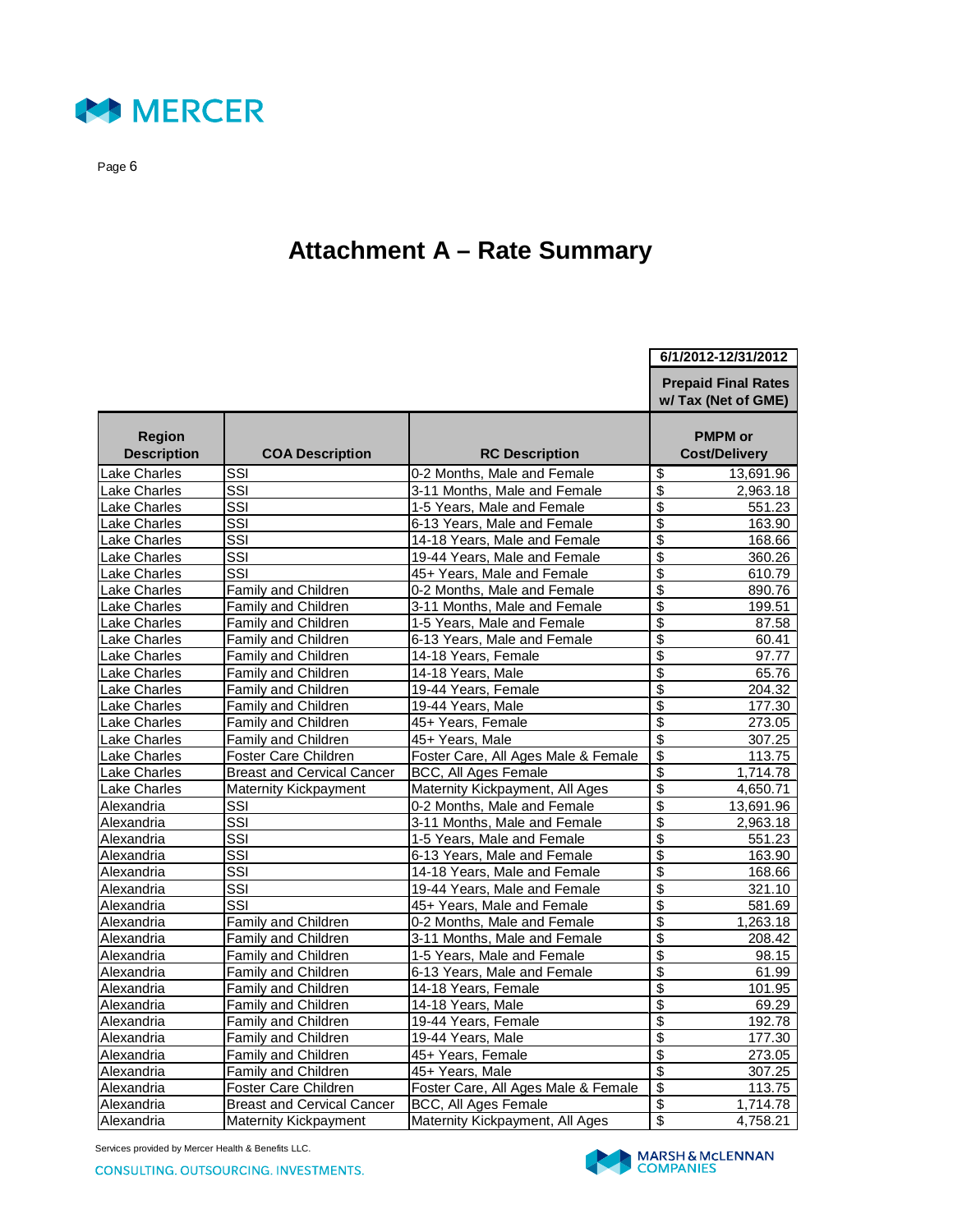# Attachment A – Rate Summary

| | | | 6/1/2012-12/31/2012 |
|---|---|---|---|
| | | | Prepaid Final Rates w/ Tax (Net of GME) |
| Region Description | COA Description | RC Description | PMPM or Cost/Delivery |
| Lake Charles | SSI | 0-2 Months, Male and Female | $ 13,691.96 |
| Lake Charles | SSI | 3-11 Months, Male and Female | $ 2,963.18 |
| Lake Charles | SSI | 1-5 Years, Male and Female | $ 551.23 |
| Lake Charles | SSI | 6-13 Years, Male and Female | $ 163.90 |
| Lake Charles | SSI | 14-18 Years, Male and Female | $ 168.66 |
| Lake Charles | SSI | 19-44 Years, Male and Female | $ 360.26 |
| Lake Charles | SSI | 45+ Years, Male and Female | $ 610.79 |
| Lake Charles | Family and Children | 0-2 Months, Male and Female | $ 890.76 |
| Lake Charles | Family and Children | 3-11 Months, Male and Female | $ 199.51 |
| Lake Charles | Family and Children | 1-5 Years, Male and Female | $ 87.58 |
| Lake Charles | Family and Children | 6-13 Years, Male and Female | $ 60.41 |
| Lake Charles | Family and Children | 14-18 Years, Female | $ 97.77 |
| Lake Charles | Family and Children | 14-18 Years, Male | $ 65.76 |
| Lake Charles | Family and Children | 19-44 Years, Female | $ 204.32 |
| Lake Charles | Family and Children | 19-44 Years, Male | $ 177.30 |
| Lake Charles | Family and Children | 45+ Years, Female | $ 273.05 |
| Lake Charles | Family and Children | 45+ Years, Male | $ 307.25 |
| Lake Charles | Foster Care Children | Foster Care, All Ages Male & Female | $ 113.75 |
| Lake Charles | Breast and Cervical Cancer | BCC, All Ages Female | $ 1,714.78 |
| Lake Charles | Maternity Kickpayment | Maternity Kickpayment, All Ages | $ 4,650.71 |
| Alexandria | SSI | 0-2 Months, Male and Female | $ 13,691.96 |
| Alexandria | SSI | 3-11 Months, Male and Female | $ 2,963.18 |
| Alexandria | SSI | 1-5 Years, Male and Female | $ 551.23 |
| Alexandria | SSI | 6-13 Years, Male and Female | $ 163.90 |
| Alexandria | SSI | 14-18 Years, Male and Female | $ 168.66 |
| Alexandria | SSI | 19-44 Years, Male and Female | $ 321.10 |
| Alexandria | SSI | 45+ Years, Male and Female | $ 581.69 |
| Alexandria | Family and Children | 0-2 Months, Male and Female | $ 1,263.18 |
| Alexandria | Family and Children | 3-11 Months, Male and Female | $ 208.42 |
| Alexandria | Family and Children | 1-5 Years, Male and Female | $ 98.15 |
| Alexandria | Family and Children | 6-13 Years, Male and Female | $ 61.99 |
| Alexandria | Family and Children | 14-18 Years, Female | $ 101.95 |
| Alexandria | Family and Children | 14-18 Years, Male | $ 69.29 |
| Alexandria | Family and Children | 19-44 Years, Female | $ 192.78 |
| Alexandria | Family and Children | 19-44 Years, Male | $ 177.30 |
| Alexandria | Family and Children | 45+ Years, Female | $ 273.05 |
| Alexandria | Family and Children | 45+ Years, Male | $ 307.25 |
| Alexandria | Foster Care Children | Foster Care, All Ages Male & Female | $ 113.75 |
| Alexandria | Breast and Cervical Cancer | BCC, All Ages Female | $ 1,714.78 |
| Alexandria | Maternity Kickpayment | Maternity Kickpayment, All Ages | $ 4,758.21 |

Services provided by Mercer Health & Benefits LLC.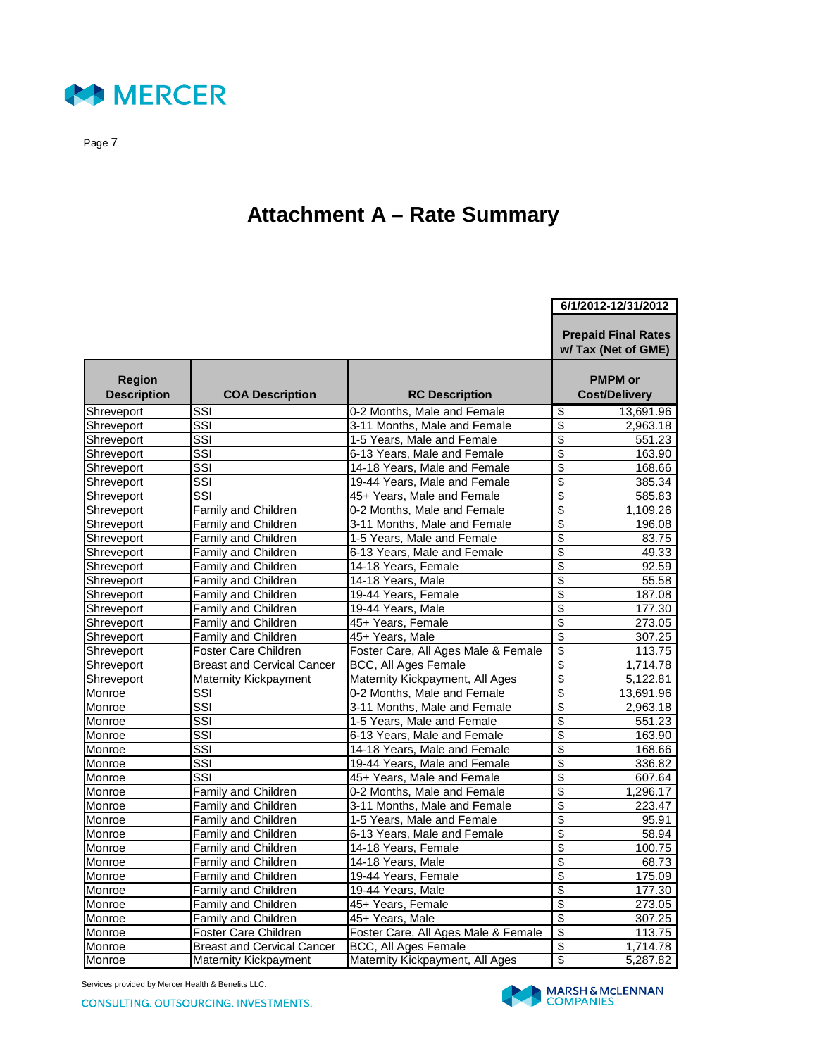# Attachment A – Rate Summary

| | | | 6/1/2012-12/31/2012 |
|---|---|---|---|
| | | | Prepaid Final Rates w/ Tax (Net of GME) |
| Region Description | COA Description | RC Description | PMPM or Cost/Delivery |
| Shreveport | SSI | 0-2 Months, Male and Female | $ 13,691.96 |
| Shreveport | SSI | 3-11 Months, Male and Female | $ 2,963.18 |
| Shreveport | SSI | 1-5 Years, Male and Female | $ 551.23 |
| Shreveport | SSI | 6-13 Years, Male and Female | $ 163.90 |
| Shreveport | SSI | 14-18 Years, Male and Female | $ 168.66 |
| Shreveport | SSI | 19-44 Years, Male and Female | $ 385.34 |
| Shreveport | SSI | 45+ Years, Male and Female | $ 585.83 |
| Shreveport | Family and Children | 0-2 Months, Male and Female | $ 1,109.26 |
| Shreveport | Family and Children | 3-11 Months, Male and Female | $ 196.08 |
| Shreveport | Family and Children | 1-5 Years, Male and Female | $ 83.75 |
| Shreveport | Family and Children | 6-13 Years, Male and Female | $ 49.33 |
| Shreveport | Family and Children | 14-18 Years, Female | $ 92.59 |
| Shreveport | Family and Children | 14-18 Years, Male | $ 55.58 |
| Shreveport | Family and Children | 19-44 Years, Female | $ 187.08 |
| Shreveport | Family and Children | 19-44 Years, Male | $ 177.30 |
| Shreveport | Family and Children | 45+ Years, Female | $ 273.05 |
| Shreveport | Family and Children | 45+ Years, Male | $ 307.25 |
| Shreveport | Foster Care Children | Foster Care, All Ages Male & Female | $ 113.75 |
| Shreveport | Breast and Cervical Cancer | BCC, All Ages Female | $ 1,714.78 |
| Shreveport | Maternity Kickpayment | Maternity Kickpayment, All Ages | $ 5,122.81 |
| Monroe | SSI | 0-2 Months, Male and Female | $ 13,691.96 |
| Monroe | SSI | 3-11 Months, Male and Female | $ 2,963.18 |
| Monroe | SSI | 1-5 Years, Male and Female | $ 551.23 |
| Monroe | SSI | 6-13 Years, Male and Female | $ 163.90 |
| Monroe | SSI | 14-18 Years, Male and Female | $ 168.66 |
| Monroe | SSI | 19-44 Years, Male and Female | $ 336.82 |
| Monroe | SSI | 45+ Years, Male and Female | $ 607.64 |
| Monroe | Family and Children | 0-2 Months, Male and Female | $ 1,296.17 |
| Monroe | Family and Children | 3-11 Months, Male and Female | $ 223.47 |
| Monroe | Family and Children | 1-5 Years, Male and Female | $ 95.91 |
| Monroe | Family and Children | 6-13 Years, Male and Female | $ 58.94 |
| Monroe | Family and Children | 14-18 Years, Female | $ 100.75 |
| Monroe | Family and Children | 14-18 Years, Male | $ 68.73 |
| Monroe | Family and Children | 19-44 Years, Female | $ 175.09 |
| Monroe | Family and Children | 19-44 Years, Male | $ 177.30 |
| Monroe | Family and Children | 45+ Years, Female | $ 273.05 |
| Monroe | Family and Children | 45+ Years, Male | $ 307.25 |
| Monroe | Foster Care Children | Foster Care, All Ages Male & Female | $ 113.75 |
| Monroe | Breast and Cervical Cancer | BCC, All Ages Female | $ 1,714.78 |
| Monroe | Maternity Kickpayment | Maternity Kickpayment, All Ages | $ 5,287.82 |